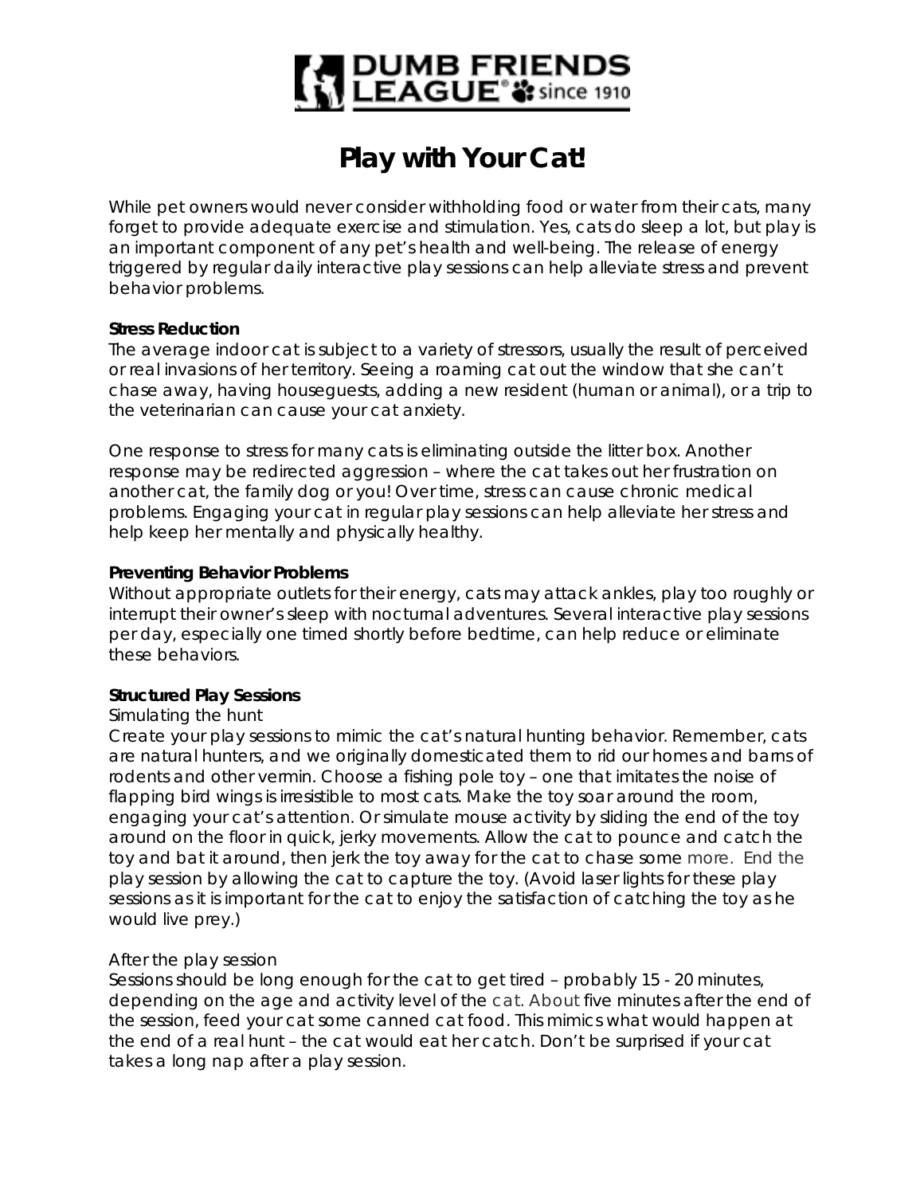DUMB FRIENDS LEAGUE® since 1910

# Play with Your Cat!

While pet owners would never consider withholding food or water from their cats, many forget to provide adequate exercise and stimulation. Yes, cats do sleep a lot, but play is an important component of any pet's health and well-being. The release of energy triggered by regular daily interactive play sessions can help alleviate stress and prevent behavior problems.

**Stress Reduction**

The average indoor cat is subject to a variety of stressors, usually the result of perceived or real invasions of her territory. Seeing a roaming cat out the window that she can't chase away, having houseguests, adding a new resident (human or animal), or a trip to the veterinarian can cause your cat anxiety.

One response to stress for many cats is eliminating outside the litter box. Another response may be redirected aggression – where the cat takes out her frustration on another cat, the family dog or you! Over time, stress can cause chronic medical problems. Engaging your cat in regular play sessions can help alleviate her stress and help keep her mentally and physically healthy.

**Preventing Behavior Problems**

Without appropriate outlets for their energy, cats may attack ankles, play too roughly or interrupt their owner's sleep with nocturnal adventures. Several interactive play sessions per day, especially one timed shortly before bedtime, can help reduce or eliminate these behaviors.

**Structured Play Sessions**

Simulating the hunt

Create your play sessions to mimic the cat's natural hunting behavior. Remember, cats are natural hunters, and we originally domesticated them to rid our homes and barns of rodents and other vermin. Choose a fishing pole toy – one that imitates the noise of flapping bird wings is irresistible to most cats. Make the toy soar around the room, engaging your cat's attention. Or simulate mouse activity by sliding the end of the toy around on the floor in quick, jerky movements. Allow the cat to pounce and catch the toy and bat it around, then jerk the toy away for the cat to chase some more. End the play session by allowing the cat to capture the toy. (Avoid laser lights for these play sessions as it is important for the cat to enjoy the satisfaction of catching the toy as he would live prey.)

After the play session

Sessions should be long enough for the cat to get tired – probably 15 - 20 minutes, depending on the age and activity level of the cat. About five minutes after the end of the session, feed your cat some canned cat food. This mimics what would happen at the end of a real hunt – the cat would eat her catch. Don't be surprised if your cat takes a long nap after a play session.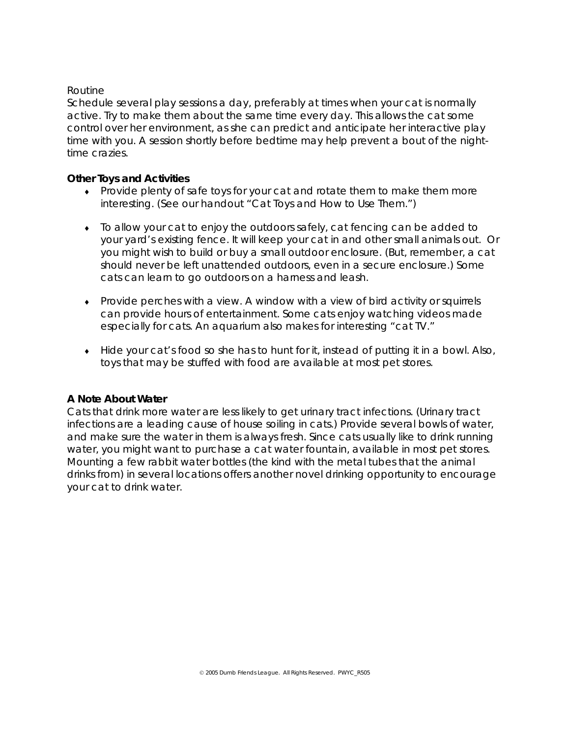Routine

Schedule several play sessions a day, preferably at times when your cat is normally active. Try to make them about the same time every day. This allows the cat some control over her environment, as she can predict and anticipate her interactive play time with you. A session shortly before bedtime may help prevent a bout of the night-time crazies.

**Other Toys and Activities**

- Provide plenty of safe toys for your cat and rotate them to make them more interesting. (See our handout "Cat Toys and How to Use Them.")

- To allow your cat to enjoy the outdoors safely, cat fencing can be added to your yard's existing fence. It will keep your cat in and other small animals out. Or you might wish to build or buy a small outdoor enclosure. (But, remember, a cat should never be left unattended outdoors, even in a secure enclosure.) Some cats can learn to go outdoors on a harness and leash.

- Provide perches with a view. A window with a view of bird activity or squirrels can provide hours of entertainment. Some cats enjoy watching videos made especially for cats. An aquarium also makes for interesting "cat TV."

- Hide your cat's food so she has to hunt for it, instead of putting it in a bowl. Also, toys that may be stuffed with food are available at most pet stores.

**A Note About Water**

Cats that drink more water are less likely to get urinary tract infections. (Urinary tract infections are a leading cause of house soiling in cats.) Provide several bowls of water, and make sure the water in them is always fresh. Since cats usually like to drink running water, you might want to purchase a cat water fountain, available in most pet stores. Mounting a few rabbit water bottles (the kind with the metal tubes that the animal drinks from) in several locations offers another novel drinking opportunity to encourage your cat to drink water.

© 2005 Dumb Friends League. All Rights Reserved. PWYC_R505